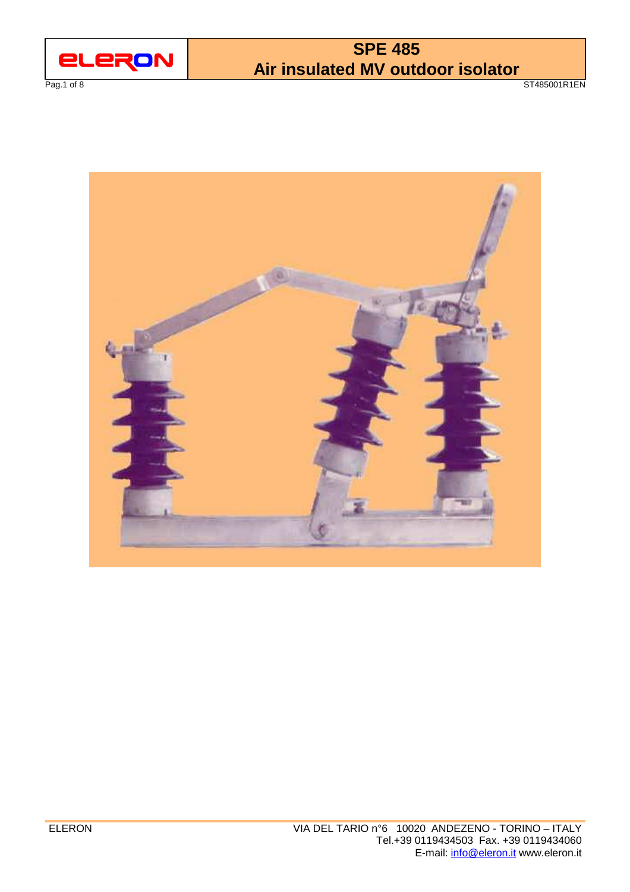# SPE 485
## Air insulated MV outdoor isolator

ST485001R1EN

ELERON

VIA DEL TARIO n°6 10020 ANDEZENO - TORINO – ITALY
Tel.+39 0119434503 Fax. +39 0119434060
E-mail: info@eleron.it www.eleron.it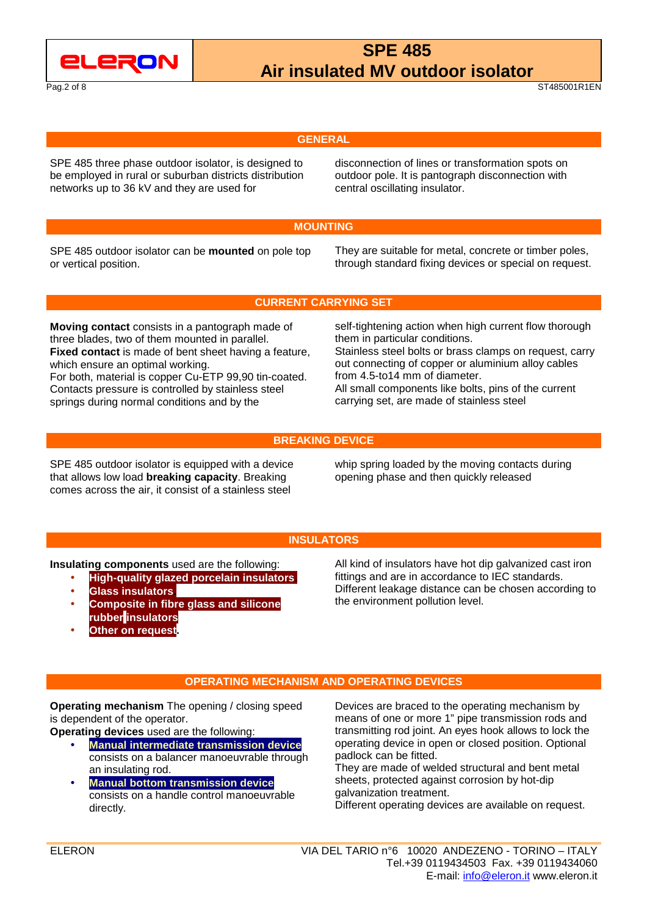## GENERAL

SPE 485 three phase outdoor isolator, is designed to be employed in rural or suburban districts distribution networks up to 36 kV and they are used for disconnection of lines or transformation spots on outdoor pole. It is pantograph disconnection with central oscillating insulator.

## MOUNTING

SPE 485 outdoor isolator can be **mounted** on pole top or vertical position. They are suitable for metal, concrete or timber poles, through standard fixing devices or special on request.

## CURRENT CARRYING SET

**Moving contact** consists in a pantograph made of three blades, two of them mounted in parallel.
**Fixed contact** is made of bent sheet having a feature, which ensure an optimal working.
For both, material is copper Cu-ETP 99,90 tin-coated.
Contacts pressure is controlled by stainless steel springs during normal conditions and by the self-tightening action when high current flow thorough them in particular conditions.
Stainless steel bolts or brass clamps on request, carry out connecting of copper or aluminium alloy cables from 4.5-to14 mm of diameter.
All small components like bolts, pins of the current carrying set, are made of stainless steel

## BREAKING DEVICE

SPE 485 outdoor isolator is equipped with a device that allows low load **breaking capacity**. Breaking comes across the air, it consist of a stainless steel whip spring loaded by the moving contacts during opening phase and then quickly released

## INSULATORS

**Insulating components** used are the following:

- **High-quality glazed porcelain insulators**
- **Glass insulators**
- **Composite in fibre glass and silicone rubber insulators**
- **Other on request**.

All kind of insulators have hot dip galvanized cast iron fittings and are in accordance to IEC standards.
Different leakage distance can be chosen according to the environment pollution level.

## OPERATING MECHANISM AND OPERATING DEVICES

**Operating mechanism** The opening / closing speed is dependent of the operator.
**Operating devices** used are the following:

- **Manual intermediate transmission device** consists on a balancer manoeuvrable through an insulating rod.
- **Manual bottom transmission device** consists on a handle control manoeuvrable directly.

Devices are braced to the operating mechanism by means of one or more 1" pipe transmission rods and transmitting rod joint. An eyes hook allows to lock the operating device in open or closed position. Optional padlock can be fitted.
They are made of welded structural and bent metal sheets, protected against corrosion by hot-dip galvanization treatment.
Different operating devices are available on request.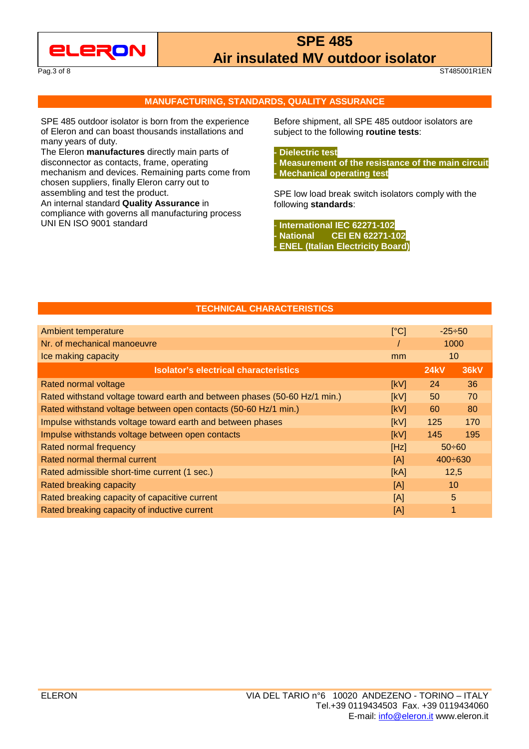## MANUFACTURING, STANDARDS, QUALITY ASSURANCE

SPE 485 outdoor isolator is born from the experience of Eleron and can boast thousands installations and many years of duty.
The Eleron **manufactures** directly main parts of disconnector as contacts, frame, operating mechanism and devices. Remaining parts come from chosen suppliers, finally Eleron carry out to assembling and test the product.
An internal standard **Quality Assurance** in compliance with governs all manufacturing process UNI EN ISO 9001 standard

Before shipment, all SPE 485 outdoor isolators are subject to the following **routine tests**:

- **Dielectric test**
- **Measurement of the resistance of the main circuit**
- **Mechanical operating test**

SPE low load break switch isolators comply with the following **standards**:

- **International IEC 62271-102**
- **National CEI EN 62271-102**
- **ENEL (Italian Electricity Board)**

## TECHNICAL CHARACTERISTICS

| | | | |
|---|---|---|---|
| Ambient temperature | [°C] | -25÷50 | |
| Nr. of mechanical manoeuvre | / | 1000 | |
| Ice making capacity | mm | 10 | |
| **Isolator's electrical characteristics** | | **24kV** | **36kV** |
| Rated normal voltage | [kV] | 24 | 36 |
| Rated withstand voltage toward earth and between phases (50-60 Hz/1 min.) | [kV] | 50 | 70 |
| Rated withstand voltage between open contacts (50-60 Hz/1 min.) | [kV] | 60 | 80 |
| Impulse withstands voltage toward earth and between phases | [kV] | 125 | 170 |
| Impulse withstands voltage between open contacts | [kV] | 145 | 195 |
| Rated normal frequency | [Hz] | 50÷60 | |
| Rated normal thermal current | [A] | 400÷630 | |
| Rated admissible short-time current (1 sec.) | [kA] | 12,5 | |
| Rated breaking capacity | [A] | 10 | |
| Rated breaking capacity of capacitive current | [A] | 5 | |
| Rated breaking capacity of inductive current | [A] | 1 | |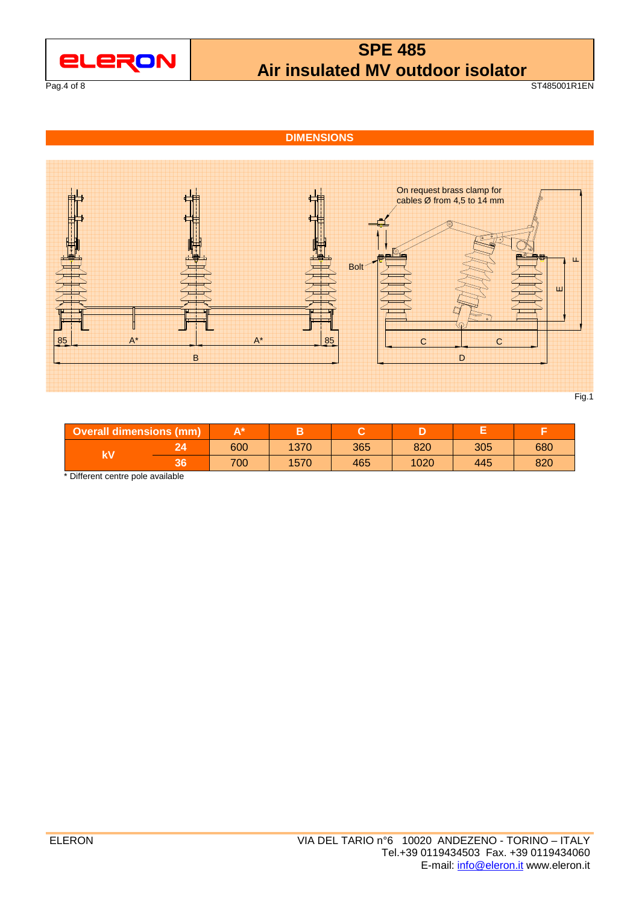## DIMENSIONS

On request brass clamp for cables Ø from 4,5 to 14 mm

Bolt

Fig.1

| Overall dimensions (mm) | | A* | B | C | D | E | F |
|---|---|---|---|---|---|---|---|
| kV | 24 | 600 | 1370 | 365 | 820 | 305 | 680 |
| | 36 | 700 | 1570 | 465 | 1020 | 445 | 820 |

* Different centre pole available

ELERON

VIA DEL TARIO n°6 10020 ANDEZENO - TORINO – ITALY
Tel.+39 0119434503 Fax. +39 0119434060
E-mail: info@eleron.it www.eleron.it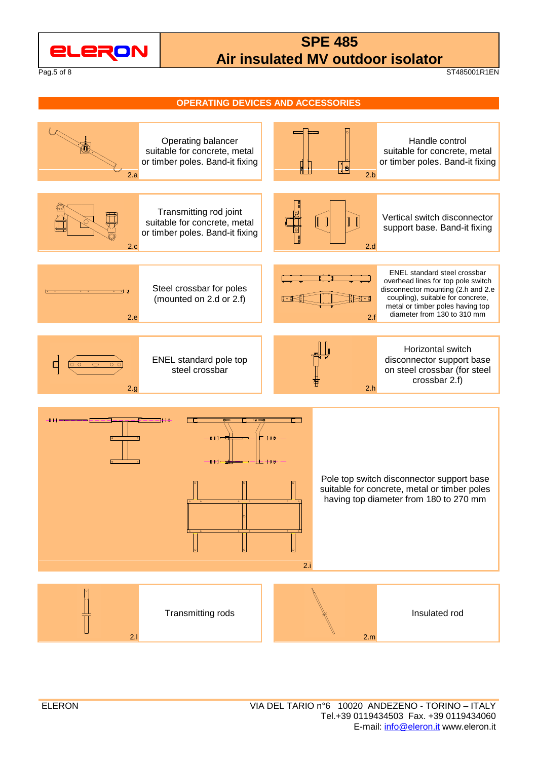## OPERATING DEVICES AND ACCESSORIES

| Code | Description | Code | Description |
|---|---|---|---|
| 2.a | Operating balancer suitable for concrete, metal or timber poles. Band-it fixing | 2.b | Handle control suitable for concrete, metal or timber poles. Band-it fixing |
| 2.c | Transmitting rod joint suitable for concrete, metal or timber poles. Band-it fixing | 2.d | Vertical switch disconnector support base. Band-it fixing |
| 2.e | Steel crossbar for poles (mounted on 2.d or 2.f) | 2.f | ENEL standard steel crossbar overhead lines for top pole switch disconnector mounting (2.h and 2.e coupling), suitable for concrete, metal or timber poles having top diameter from 130 to 310 mm |
| 2.g | ENEL standard pole top steel crossbar | 2.h | Horizontal switch disconnector support base on steel crossbar (for steel crossbar 2.f) |
| 2.i | Pole top switch disconnector support base suitable for concrete, metal or timber poles having top diameter from 180 to 270 mm | | |
| 2.l | Transmitting rods | 2.m | Insulated rod |

ELERON

VIA DEL TARIO n°6 10020 ANDEZENO - TORINO – ITALY
Tel.+39 0119434503 Fax. +39 0119434060
E-mail: info@eleron.it www.eleron.it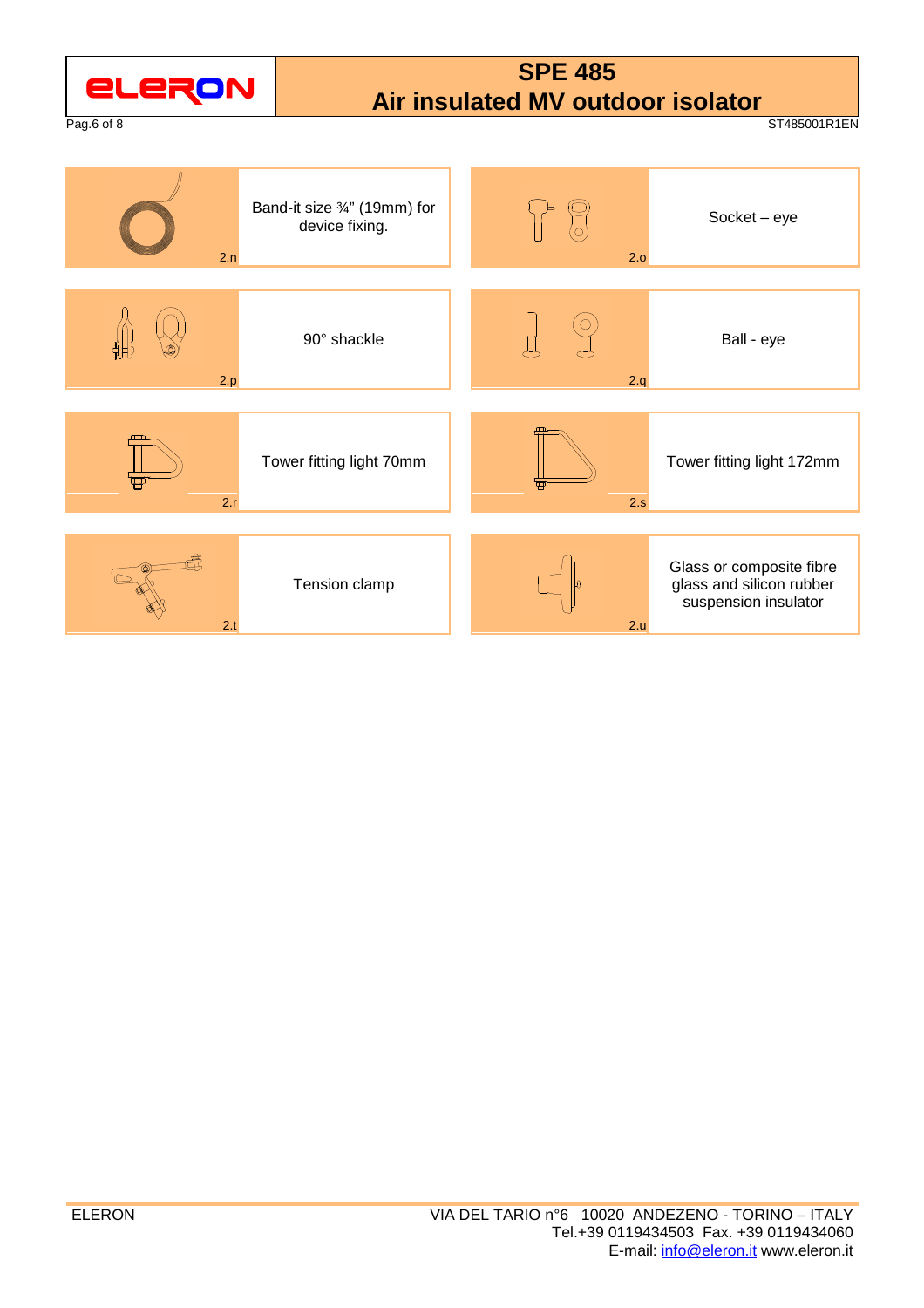| Item | Description | Item | Description |
|---|---|---|---|
| 2.n | Band-it size ¾" (19mm) for device fixing. | 2.o | Socket – eye |
| 2.p | 90° shackle | 2.q | Ball - eye |
| 2.r | Tower fitting light 70mm | 2.s | Tower fitting light 172mm |
| 2.t | Tension clamp | 2.u | Glass or composite fibre glass and silicon rubber suspension insulator |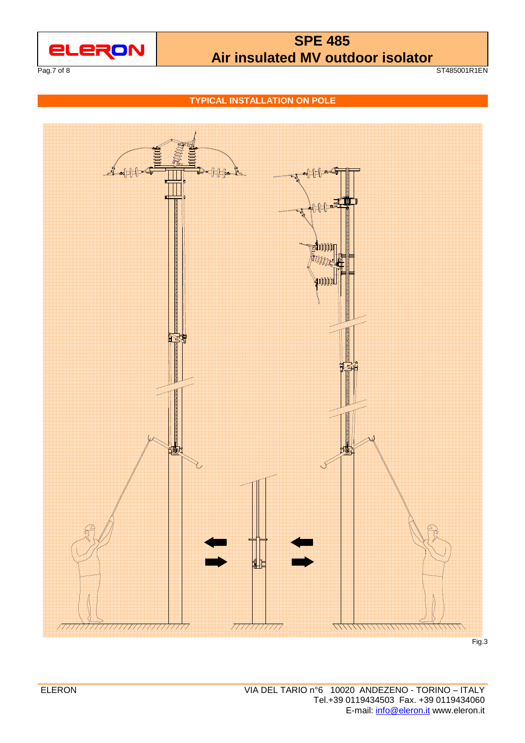## TYPICAL INSTALLATION ON POLE

Fig.3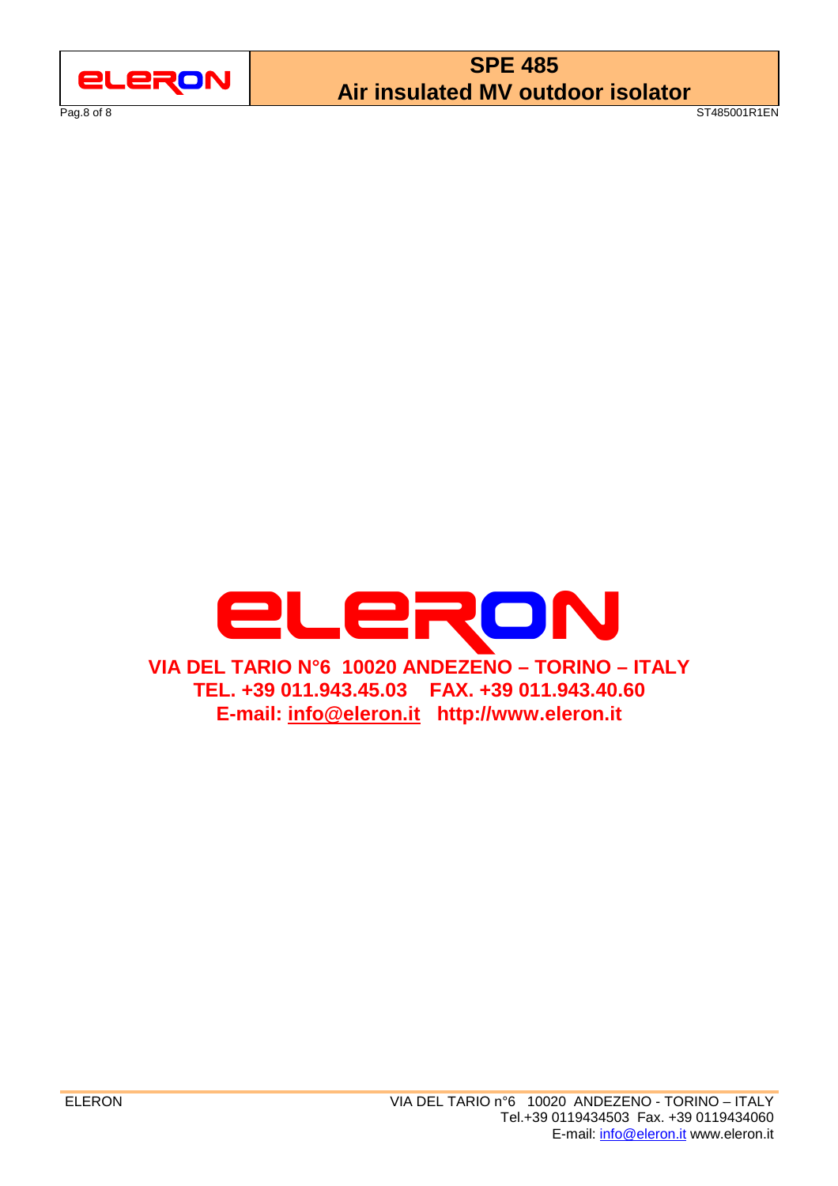**ELERON**

**VIA DEL TARIO N°6 10020 ANDEZENO – TORINO – ITALY**
**TEL. +39 011.943.45.03 FAX. +39 011.943.40.60**
**E-mail: info@eleron.it http://www.eleron.it**